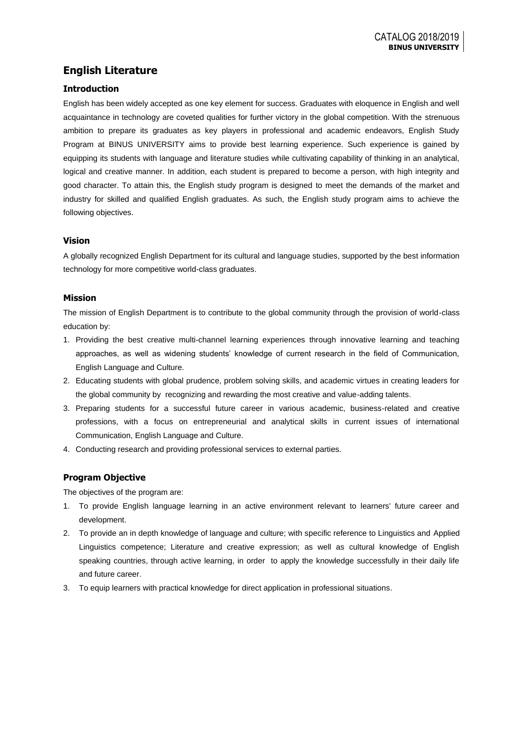# English Literature

## Introduction

English has been widely accepted as one key element for success. Graduates with eloquence in English and well acquaintance in technology are coveted qualities for further victory in the global competition. With the strenuous ambition to prepare its graduates as key players in professional and academic endeavors, English Study Program at BINUS UNIVERSITY aims to provide best learning experience. Such experience is gained by equipping its students with language and literature studies while cultivating capability of thinking in an analytical, logical and creative manner. In addition, each student is prepared to become a person, with high integrity and good character. To attain this, the English study program is designed to meet the demands of the market and industry for skilled and qualified English graduates. As such, the English study program aims to achieve the following objectives.

## Vision

A globally recognized English Department for its cultural and language studies, supported by the best information technology for more competitive world-class graduates.

## Mission

The mission of English Department is to contribute to the global community through the provision of world-class education by:

1. Providing the best creative multi-channel learning experiences through innovative learning and teaching approaches, as well as widening students' knowledge of current research in the field of Communication, English Language and Culture.
2. Educating students with global prudence, problem solving skills, and academic virtues in creating leaders for the global community by recognizing and rewarding the most creative and value-adding talents.
3. Preparing students for a successful future career in various academic, business-related and creative professions, with a focus on entrepreneurial and analytical skills in current issues of international Communication, English Language and Culture.
4. Conducting research and providing professional services to external parties.

## Program Objective

The objectives of the program are:

1. To provide English language learning in an active environment relevant to learners' future career and development.
2. To provide an in depth knowledge of language and culture; with specific reference to Linguistics and Applied Linguistics competence; Literature and creative expression; as well as cultural knowledge of English speaking countries, through active learning, in order to apply the knowledge successfully in their daily life and future career.
3. To equip learners with practical knowledge for direct application in professional situations.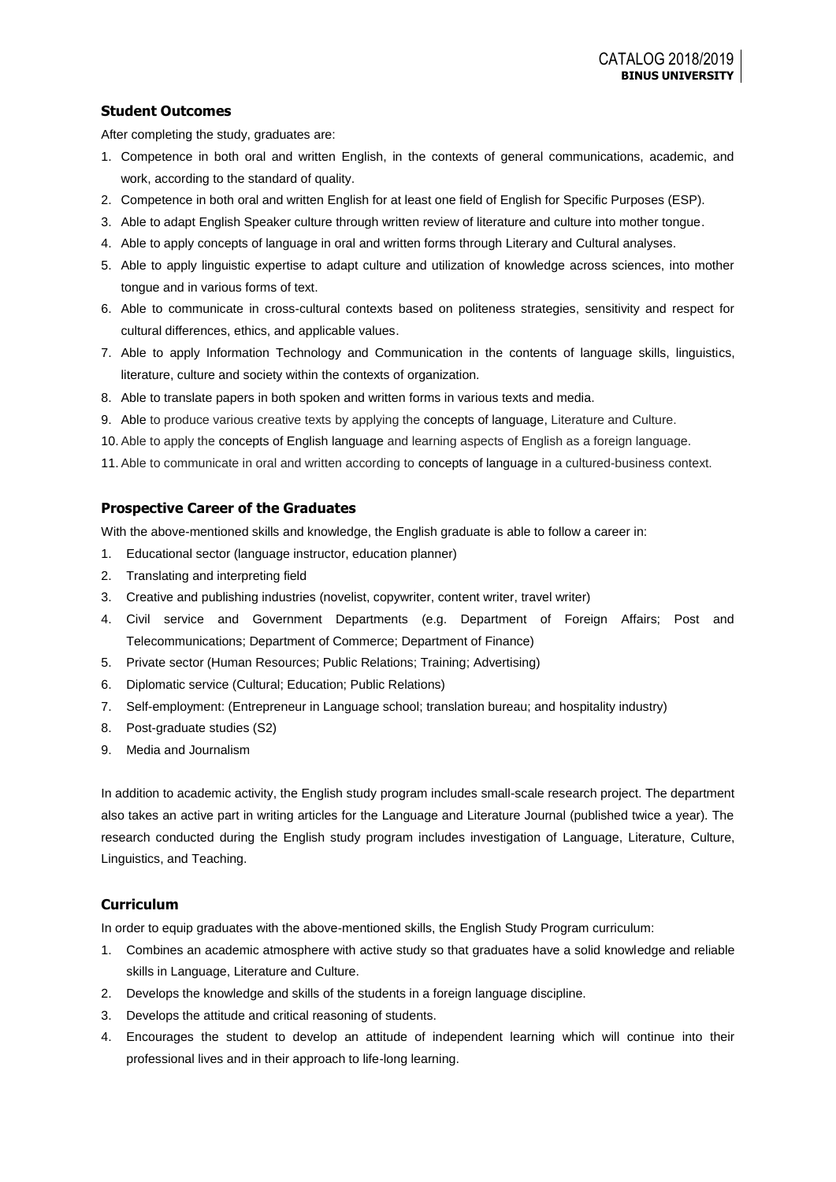## Student Outcomes

After completing the study, graduates are:

1. Competence in both oral and written English, in the contexts of general communications, academic, and work, according to the standard of quality.
2. Competence in both oral and written English for at least one field of English for Specific Purposes (ESP).
3. Able to adapt English Speaker culture through written review of literature and culture into mother tongue.
4. Able to apply concepts of language in oral and written forms through Literary and Cultural analyses.
5. Able to apply linguistic expertise to adapt culture and utilization of knowledge across sciences, into mother tongue and in various forms of text.
6. Able to communicate in cross-cultural contexts based on politeness strategies, sensitivity and respect for cultural differences, ethics, and applicable values.
7. Able to apply Information Technology and Communication in the contents of language skills, linguistics, literature, culture and society within the contexts of organization.
8. Able to translate papers in both spoken and written forms in various texts and media.
9. Able to produce various creative texts by applying the concepts of language, Literature and Culture.
10. Able to apply the concepts of English language and learning aspects of English as a foreign language.
11. Able to communicate in oral and written according to concepts of language in a cultured-business context.

## Prospective Career of the Graduates

With the above-mentioned skills and knowledge, the English graduate is able to follow a career in:

1. Educational sector (language instructor, education planner)
2. Translating and interpreting field
3. Creative and publishing industries (novelist, copywriter, content writer, travel writer)
4. Civil service and Government Departments (e.g. Department of Foreign Affairs; Post and Telecommunications; Department of Commerce; Department of Finance)
5. Private sector (Human Resources; Public Relations; Training; Advertising)
6. Diplomatic service (Cultural; Education; Public Relations)
7. Self-employment: (Entrepreneur in Language school; translation bureau; and hospitality industry)
8. Post-graduate studies (S2)
9. Media and Journalism

In addition to academic activity, the English study program includes small-scale research project. The department also takes an active part in writing articles for the Language and Literature Journal (published twice a year). The research conducted during the English study program includes investigation of Language, Literature, Culture, Linguistics, and Teaching.

## Curriculum

In order to equip graduates with the above-mentioned skills, the English Study Program curriculum:

1. Combines an academic atmosphere with active study so that graduates have a solid knowledge and reliable skills in Language, Literature and Culture.
2. Develops the knowledge and skills of the students in a foreign language discipline.
3. Develops the attitude and critical reasoning of students.
4. Encourages the student to develop an attitude of independent learning which will continue into their professional lives and in their approach to life-long learning.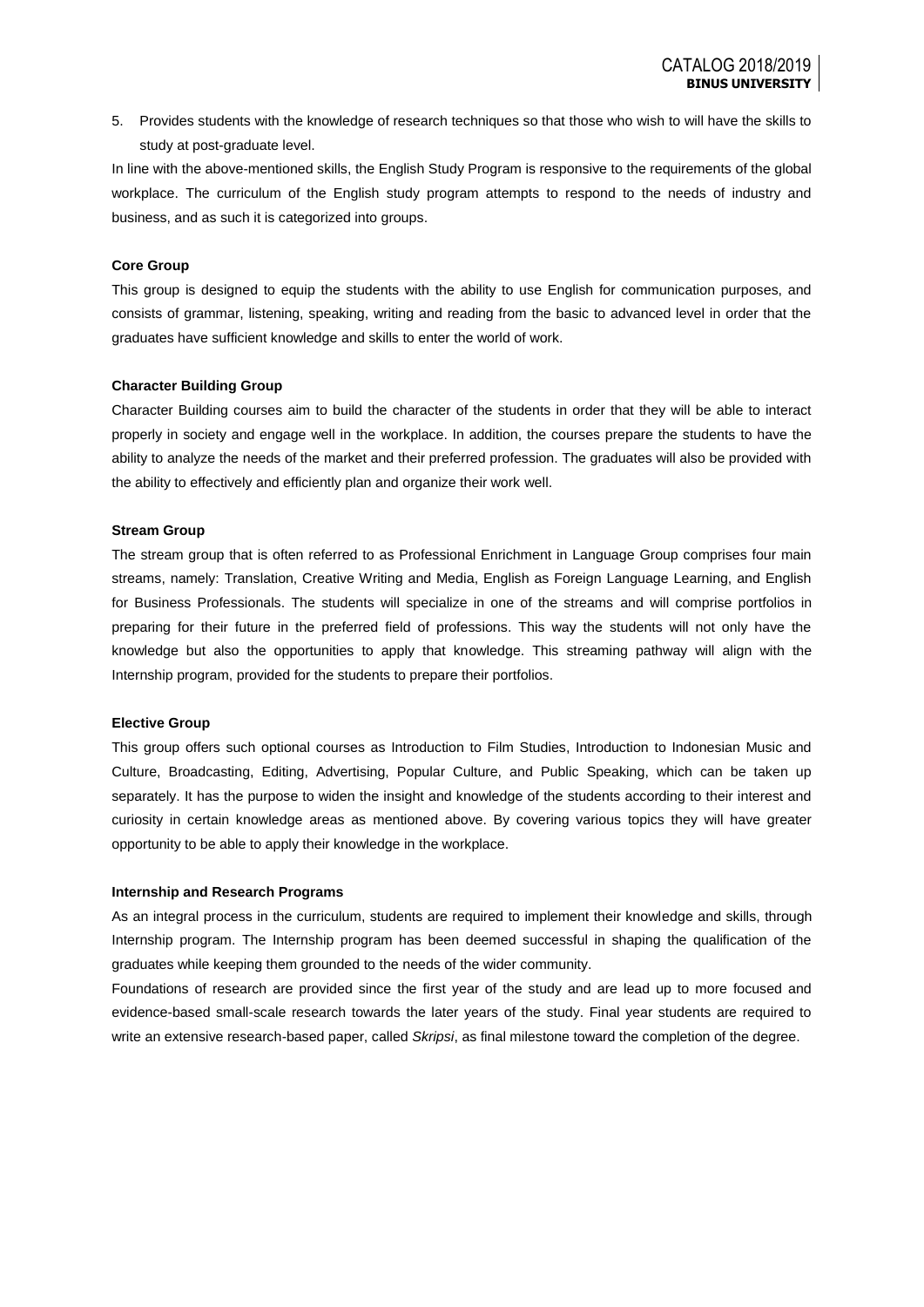5. Provides students with the knowledge of research techniques so that those who wish to will have the skills to study at post-graduate level.

In line with the above-mentioned skills, the English Study Program is responsive to the requirements of the global workplace. The curriculum of the English study program attempts to respond to the needs of industry and business, and as such it is categorized into groups.

**Core Group**

This group is designed to equip the students with the ability to use English for communication purposes, and consists of grammar, listening, speaking, writing and reading from the basic to advanced level in order that the graduates have sufficient knowledge and skills to enter the world of work.

**Character Building Group**

Character Building courses aim to build the character of the students in order that they will be able to interact properly in society and engage well in the workplace. In addition, the courses prepare the students to have the ability to analyze the needs of the market and their preferred profession. The graduates will also be provided with the ability to effectively and efficiently plan and organize their work well.

**Stream Group**

The stream group that is often referred to as Professional Enrichment in Language Group comprises four main streams, namely: Translation, Creative Writing and Media, English as Foreign Language Learning, and English for Business Professionals. The students will specialize in one of the streams and will comprise portfolios in preparing for their future in the preferred field of professions. This way the students will not only have the knowledge but also the opportunities to apply that knowledge. This streaming pathway will align with the Internship program, provided for the students to prepare their portfolios.

**Elective Group**

This group offers such optional courses as Introduction to Film Studies, Introduction to Indonesian Music and Culture, Broadcasting, Editing, Advertising, Popular Culture, and Public Speaking, which can be taken up separately. It has the purpose to widen the insight and knowledge of the students according to their interest and curiosity in certain knowledge areas as mentioned above. By covering various topics they will have greater opportunity to be able to apply their knowledge in the workplace.

**Internship and Research Programs**

As an integral process in the curriculum, students are required to implement their knowledge and skills, through Internship program. The Internship program has been deemed successful in shaping the qualification of the graduates while keeping them grounded to the needs of the wider community.

Foundations of research are provided since the first year of the study and are lead up to more focused and evidence-based small-scale research towards the later years of the study. Final year students are required to write an extensive research-based paper, called *Skripsi*, as final milestone toward the completion of the degree.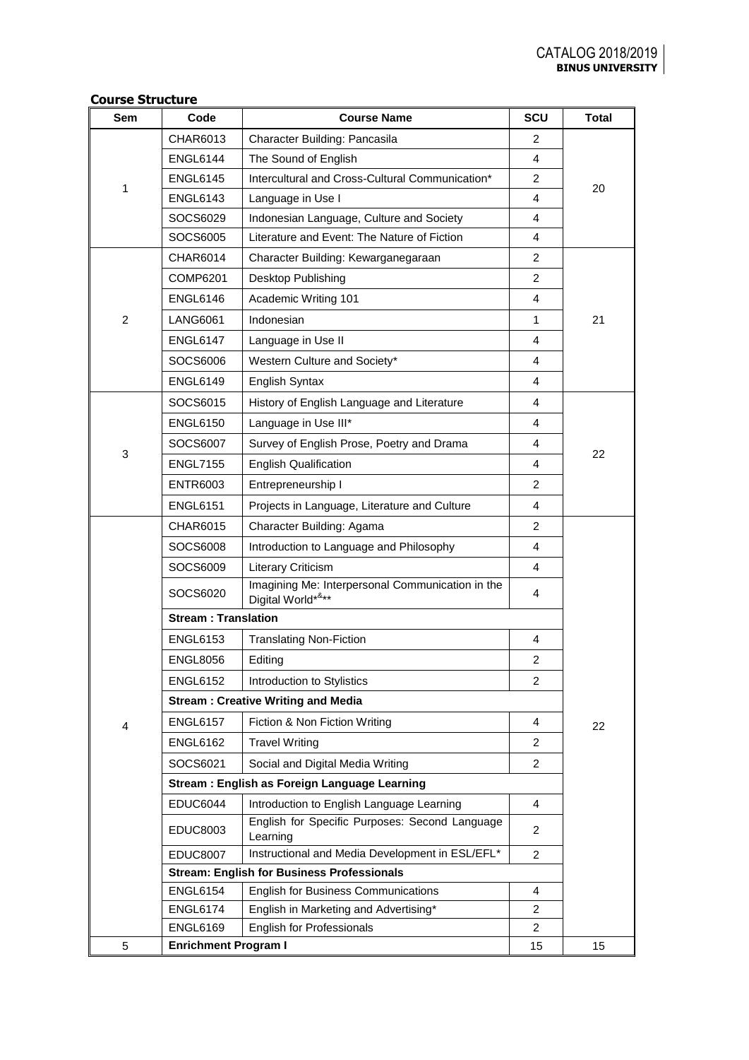**Course Structure**

| Sem | Code | Course Name | SCU | Total |
|---|---|---|---|---|
| 1 | CHAR6013 | Character Building: Pancasila | 2 | 20 |
| | ENGL6144 | The Sound of English | 4 | |
| | ENGL6145 | Intercultural and Cross-Cultural Communication* | 2 | |
| | ENGL6143 | Language in Use I | 4 | |
| | SOCS6029 | Indonesian Language, Culture and Society | 4 | |
| | SOCS6005 | Literature and Event: The Nature of Fiction | 4 | |
| 2 | CHAR6014 | Character Building: Kewarganegaraan | 2 | 21 |
| | COMP6201 | Desktop Publishing | 2 | |
| | ENGL6146 | Academic Writing 101 | 4 | |
| | LANG6061 | Indonesian | 1 | |
| | ENGL6147 | Language in Use II | 4 | |
| | SOCS6006 | Western Culture and Society* | 4 | |
| | ENGL6149 | English Syntax | 4 | |
| 3 | SOCS6015 | History of English Language and Literature | 4 | 22 |
| | ENGL6150 | Language in Use III* | 4 | |
| | SOCS6007 | Survey of English Prose, Poetry and Drama | 4 | |
| | ENGL7155 | English Qualification | 4 | |
| | ENTR6003 | Entrepreneurship I | 2 | |
| | ENGL6151 | Projects in Language, Literature and Culture | 4 | |
| 4 | CHAR6015 | Character Building: Agama | 2 | 22 |
| | SOCS6008 | Introduction to Language and Philosophy | 4 | |
| | SOCS6009 | Literary Criticism | 4 | |
| | SOCS6020 | Imagining Me: Interpersonal Communication in the Digital World*&** | 4 | |
| | **Stream : Translation** | | | |
| | ENGL6153 | Translating Non-Fiction | 4 | |
| | ENGL8056 | Editing | 2 | |
| | ENGL6152 | Introduction to Stylistics | 2 | |
| | **Stream : Creative Writing and Media** | | | |
| | ENGL6157 | Fiction & Non Fiction Writing | 4 | |
| | ENGL6162 | Travel Writing | 2 | |
| | SOCS6021 | Social and Digital Media Writing | 2 | |
| | **Stream : English as Foreign Language Learning** | | | |
| | EDUC6044 | Introduction to English Language Learning | 4 | |
| | EDUC8003 | English for Specific Purposes: Second Language Learning | 2 | |
| | EDUC8007 | Instructional and Media Development in ESL/EFL* | 2 | |
| | **Stream: English for Business Professionals** | | | |
| | ENGL6154 | English for Business Communications | 4 | |
| | ENGL6174 | English in Marketing and Advertising* | 2 | |
| | ENGL6169 | English for Professionals | 2 | |
| 5 | **Enrichment Program I** | | 15 | 15 |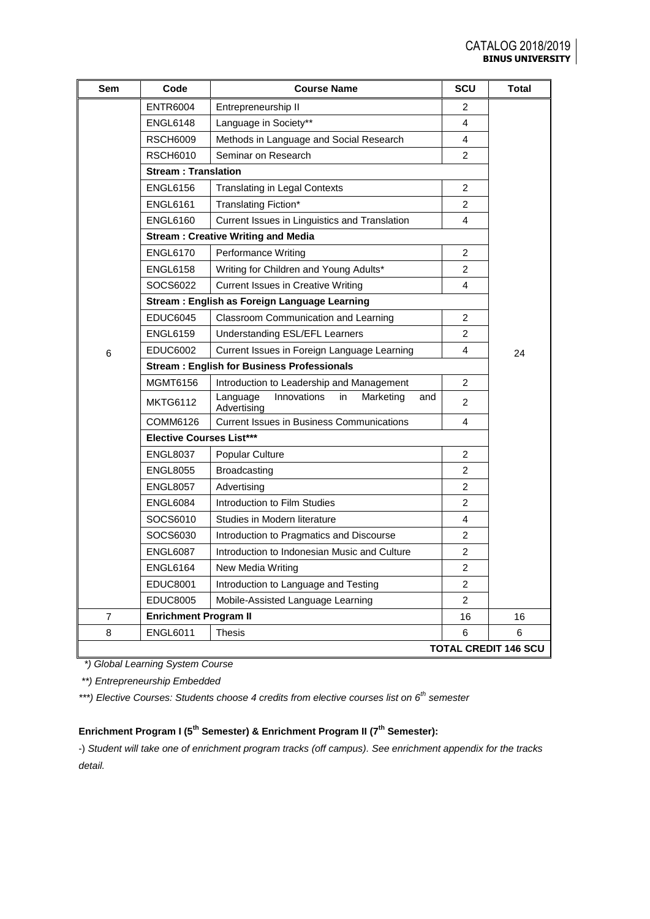| Sem | Code | Course Name | SCU | Total |
|---|---|---|---|---|
| 6 | ENTR6004 | Entrepreneurship II | 2 | 24 |
| | ENGL6148 | Language in Society** | 4 | |
| | RSCH6009 | Methods in Language and Social Research | 4 | |
| | RSCH6010 | Seminar on Research | 2 | |
| | **Stream : Translation** | | | |
| | ENGL6156 | Translating in Legal Contexts | 2 | |
| | ENGL6161 | Translating Fiction* | 2 | |
| | ENGL6160 | Current Issues in Linguistics and Translation | 4 | |
| | **Stream : Creative Writing and Media** | | | |
| | ENGL6170 | Performance Writing | 2 | |
| | ENGL6158 | Writing for Children and Young Adults* | 2 | |
| | SOCS6022 | Current Issues in Creative Writing | 4 | |
| | **Stream : English as Foreign Language Learning** | | | |
| | EDUC6045 | Classroom Communication and Learning | 2 | |
| | ENGL6159 | Understanding ESL/EFL Learners | 2 | |
| | EDUC6002 | Current Issues in Foreign Language Learning | 4 | |
| | **Stream : English for Business Professionals** | | | |
| | MGMT6156 | Introduction to Leadership and Management | 2 | |
| | MKTG6112 | Language Innovations in Marketing and Advertising | 2 | |
| | COMM6126 | Current Issues in Business Communications | 4 | |
| | **Elective Courses List*** ** | | | |
| | ENGL8037 | Popular Culture | 2 | |
| | ENGL8055 | Broadcasting | 2 | |
| | ENGL8057 | Advertising | 2 | |
| | ENGL6084 | Introduction to Film Studies | 2 | |
| | SOCS6010 | Studies in Modern literature | 4 | |
| | SOCS6030 | Introduction to Pragmatics and Discourse | 2 | |
| | ENGL6087 | Introduction to Indonesian Music and Culture | 2 | |
| | ENGL6164 | New Media Writing | 2 | |
| | EDUC8001 | Introduction to Language and Testing | 2 | |
| | EDUC8005 | Mobile-Assisted Language Learning | 2 | |
| 7 | **Enrichment Program II** | | 16 | 16 |
| 8 | ENGL6011 | Thesis | 6 | 6 |
| | | | | **TOTAL CREDIT 146 SCU** |

*\*) Global Learning System Course*

*\*\*) Entrepreneurship Embedded*

*\*\*\*) Elective Courses: Students choose 4 credits from elective courses list on 6th semester*

**Enrichment Program I (5th Semester) & Enrichment Program II (7th Semester):**

-) *Student will take one of enrichment program tracks (off campus). See enrichment appendix for the tracks detail.*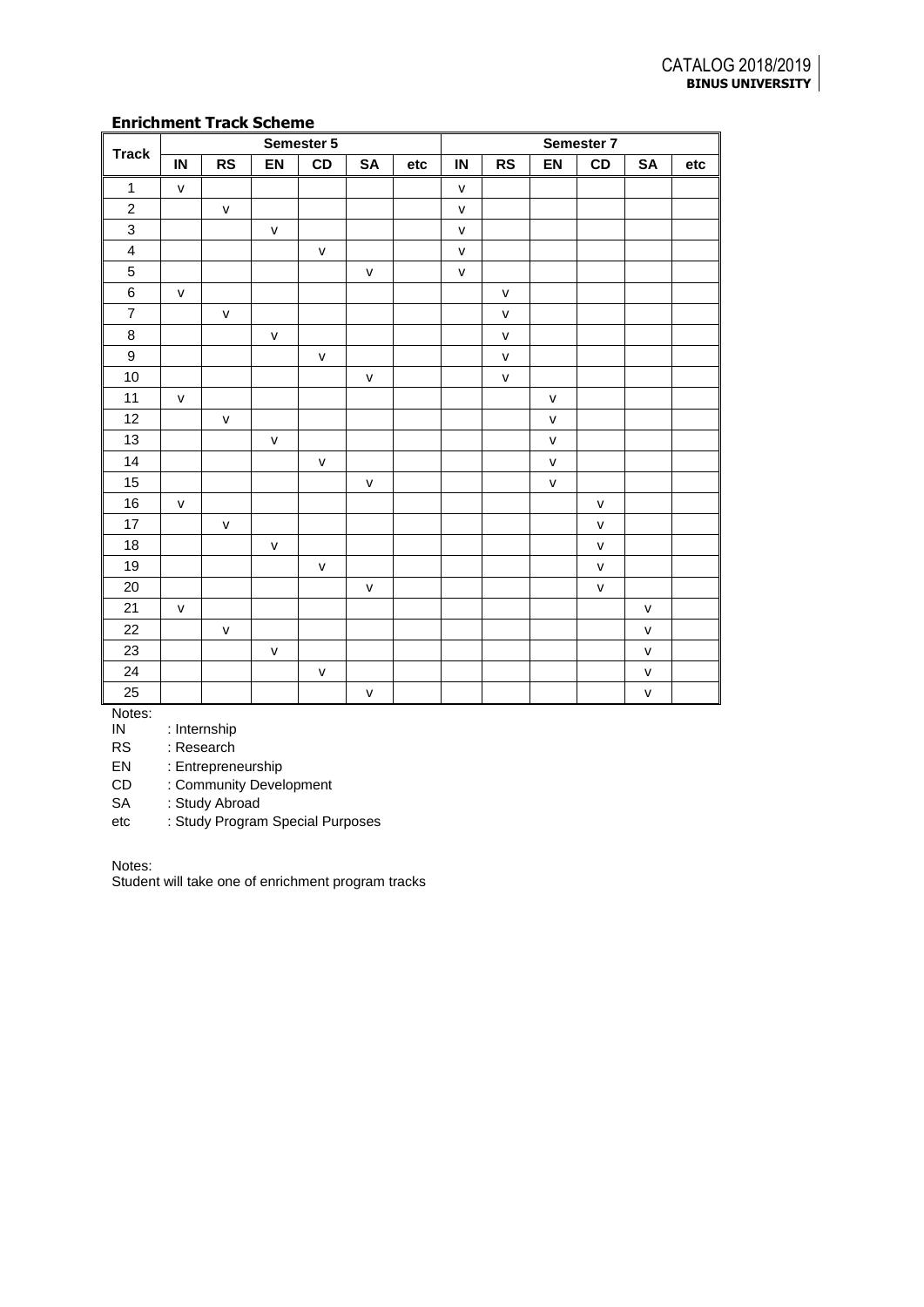## Enrichment Track Scheme

| Track | Semester 5 | | | | | | Semester 7 | | | | | |
|---|---|---|---|---|---|---|---|---|---|---|---|---|
| | IN | RS | EN | CD | SA | etc | IN | RS | EN | CD | SA | etc |
| 1 | v | | | | | | v | | | | | |
| 2 | | v | | | | | v | | | | | |
| 3 | | | v | | | | v | | | | | |
| 4 | | | | v | | | v | | | | | |
| 5 | | | | | v | | v | | | | | |
| 6 | v | | | | | | | v | | | | |
| 7 | | v | | | | | | v | | | | |
| 8 | | | v | | | | | v | | | | |
| 9 | | | | v | | | | v | | | | |
| 10 | | | | | v | | | v | | | | |
| 11 | v | | | | | | | | v | | | |
| 12 | | v | | | | | | | v | | | |
| 13 | | | v | | | | | | v | | | |
| 14 | | | | v | | | | | v | | | |
| 15 | | | | | v | | | | v | | | |
| 16 | v | | | | | | | | | v | | |
| 17 | | v | | | | | | | | v | | |
| 18 | | | v | | | | | | | v | | |
| 19 | | | | v | | | | | | v | | |
| 20 | | | | | v | | | | | v | | |
| 21 | v | | | | | | | | | | v | |
| 22 | | v | | | | | | | | | v | |
| 23 | | | v | | | | | | | | v | |
| 24 | | | | v | | | | | | | v | |
| 25 | | | | | v | | | | | | v | |

Notes:
IN : Internship
RS : Research
EN : Entrepreneurship
CD : Community Development
SA : Study Abroad
etc : Study Program Special Purposes

Notes:
Student will take one of enrichment program tracks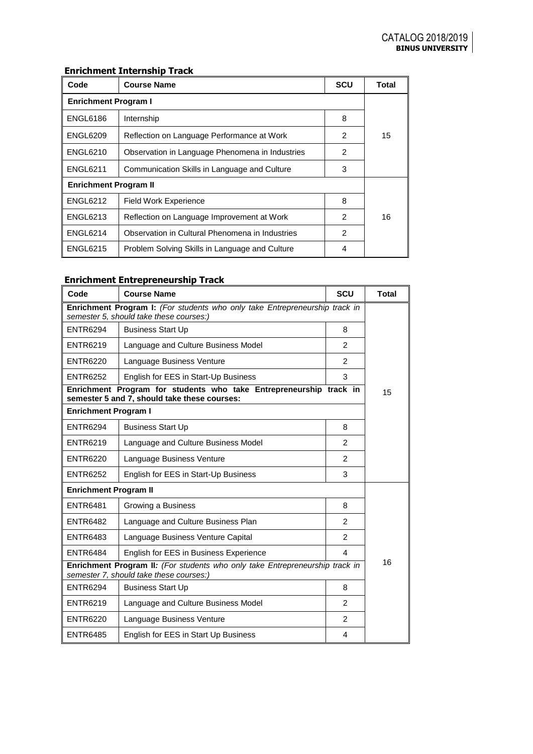### Enrichment Internship Track

| Code | Course Name | SCU | Total |
|---|---|---|---|
| **Enrichment Program I** | | | 15 |
| ENGL6186 | Internship | 8 | |
| ENGL6209 | Reflection on Language Performance at Work | 2 | |
| ENGL6210 | Observation in Language Phenomena in Industries | 2 | |
| ENGL6211 | Communication Skills in Language and Culture | 3 | |
| **Enrichment Program II** | | | 16 |
| ENGL6212 | Field Work Experience | 8 | |
| ENGL6213 | Reflection on Language Improvement at Work | 2 | |
| ENGL6214 | Observation in Cultural Phenomena in Industries | 2 | |
| ENGL6215 | Problem Solving Skills in Language and Culture | 4 | |

### Enrichment Entrepreneurship Track

| Code | Course Name | SCU | Total |
|---|---|---|---|
| **Enrichment Program I:** *(For students who only take Entrepreneurship track in semester 5, should take these courses:)* | | | 15 |
| ENTR6294 | Business Start Up | 8 | |
| ENTR6219 | Language and Culture Business Model | 2 | |
| ENTR6220 | Language Business Venture | 2 | |
| ENTR6252 | English for EES in Start-Up Business | 3 | |
| **Enrichment Program for students who take Entrepreneurship track in semester 5 and 7, should take these courses:** | | | |
| **Enrichment Program I** | | | |
| ENTR6294 | Business Start Up | 8 | |
| ENTR6219 | Language and Culture Business Model | 2 | |
| ENTR6220 | Language Business Venture | 2 | |
| ENTR6252 | English for EES in Start-Up Business | 3 | |
| **Enrichment Program II** | | | 16 |
| ENTR6481 | Growing a Business | 8 | |
| ENTR6482 | Language and Culture Business Plan | 2 | |
| ENTR6483 | Language Business Venture Capital | 2 | |
| ENTR6484 | English for EES in Business Experience | 4 | |
| **Enrichment Program II:** *(For students who only take Entrepreneurship track in semester 7, should take these courses:)* | | | |
| ENTR6294 | Business Start Up | 8 | |
| ENTR6219 | Language and Culture Business Model | 2 | |
| ENTR6220 | Language Business Venture | 2 | |
| ENTR6485 | English for EES in Start Up Business | 4 | |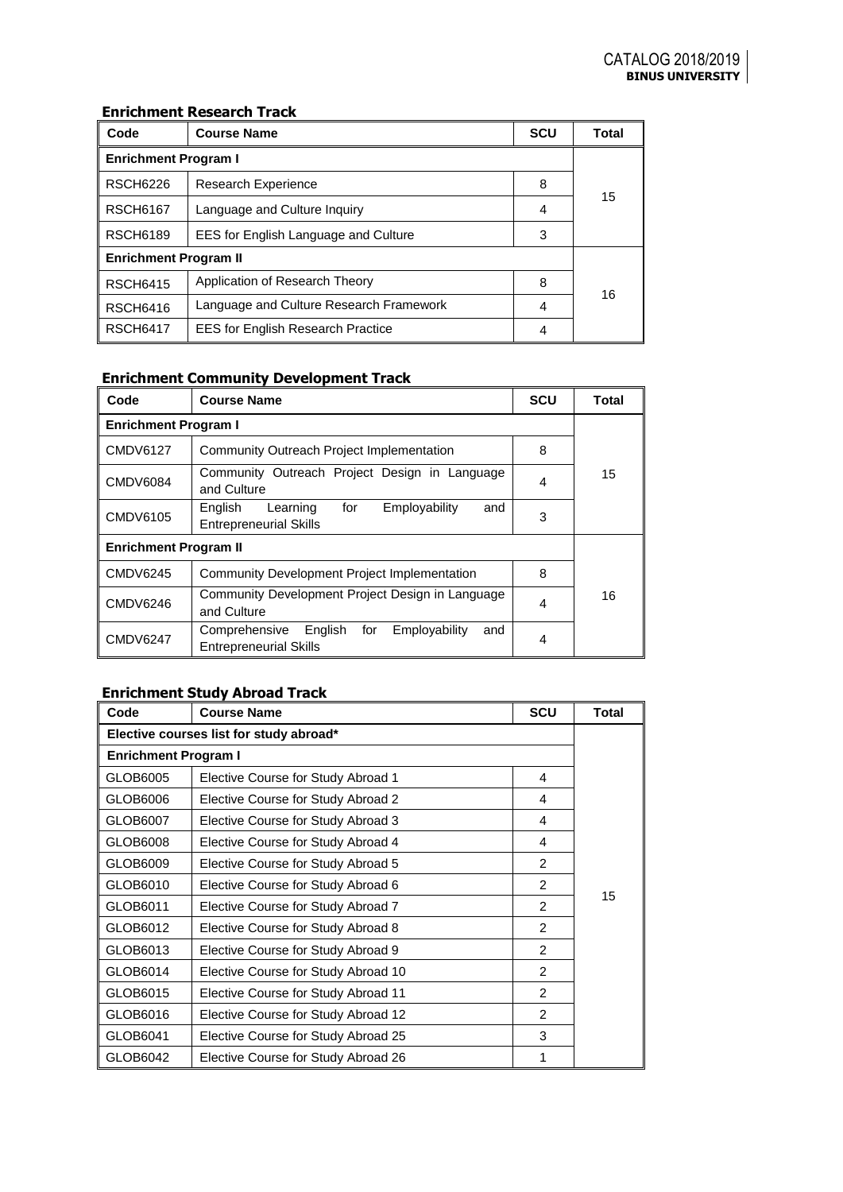### Enrichment Research Track

| Code | Course Name | SCU | Total |
|---|---|---|---|
| **Enrichment Program I** | | | 15 |
| RSCH6226 | Research Experience | 8 | |
| RSCH6167 | Language and Culture Inquiry | 4 | |
| RSCH6189 | EES for English Language and Culture | 3 | |
| **Enrichment Program II** | | | 16 |
| RSCH6415 | Application of Research Theory | 8 | |
| RSCH6416 | Language and Culture Research Framework | 4 | |
| RSCH6417 | EES for English Research Practice | 4 | |

### Enrichment Community Development Track

| Code | Course Name | SCU | Total |
|---|---|---|---|
| **Enrichment Program I** | | | 15 |
| CMDV6127 | Community Outreach Project Implementation | 8 | |
| CMDV6084 | Community Outreach Project Design in Language and Culture | 4 | |
| CMDV6105 | English Learning for Employability and Entrepreneurial Skills | 3 | |
| **Enrichment Program II** | | | 16 |
| CMDV6245 | Community Development Project Implementation | 8 | |
| CMDV6246 | Community Development Project Design in Language and Culture | 4 | |
| CMDV6247 | Comprehensive English for Employability and Entrepreneurial Skills | 4 | |

### Enrichment Study Abroad Track

| Code | Course Name | SCU | Total |
|---|---|---|---|
| **Elective courses list for study abroad*** | | | 15 |
| **Enrichment Program I** | | | |
| GLOB6005 | Elective Course for Study Abroad 1 | 4 | |
| GLOB6006 | Elective Course for Study Abroad 2 | 4 | |
| GLOB6007 | Elective Course for Study Abroad 3 | 4 | |
| GLOB6008 | Elective Course for Study Abroad 4 | 4 | |
| GLOB6009 | Elective Course for Study Abroad 5 | 2 | |
| GLOB6010 | Elective Course for Study Abroad 6 | 2 | |
| GLOB6011 | Elective Course for Study Abroad 7 | 2 | |
| GLOB6012 | Elective Course for Study Abroad 8 | 2 | |
| GLOB6013 | Elective Course for Study Abroad 9 | 2 | |
| GLOB6014 | Elective Course for Study Abroad 10 | 2 | |
| GLOB6015 | Elective Course for Study Abroad 11 | 2 | |
| GLOB6016 | Elective Course for Study Abroad 12 | 2 | |
| GLOB6041 | Elective Course for Study Abroad 25 | 3 | |
| GLOB6042 | Elective Course for Study Abroad 26 | 1 | |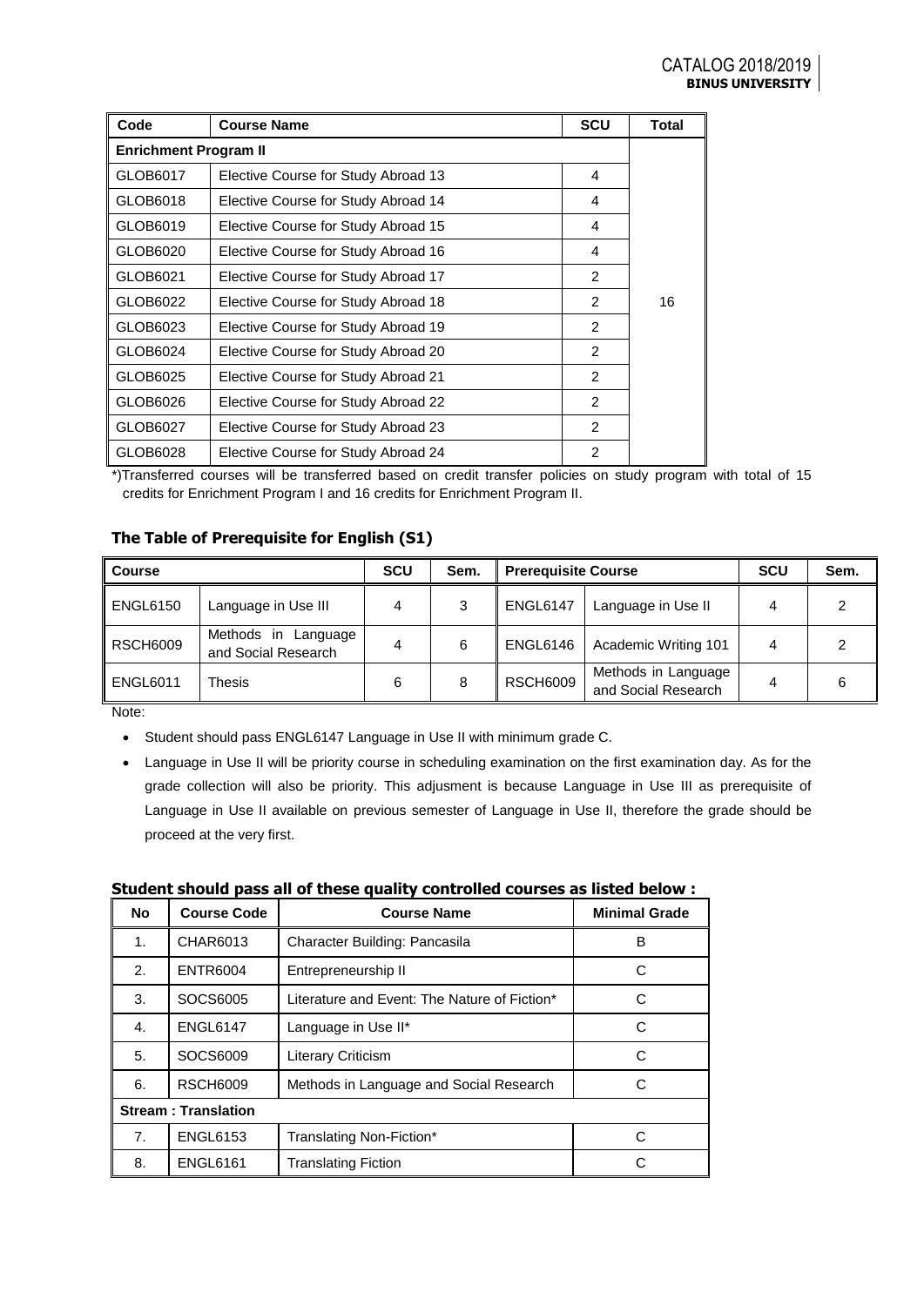| Code | Course Name | SCU | Total |
|---|---|---|---|
| **Enrichment Program II** | | | |
| GLOB6017 | Elective Course for Study Abroad 13 | 4 | 16 |
| GLOB6018 | Elective Course for Study Abroad 14 | 4 | |
| GLOB6019 | Elective Course for Study Abroad 15 | 4 | |
| GLOB6020 | Elective Course for Study Abroad 16 | 4 | |
| GLOB6021 | Elective Course for Study Abroad 17 | 2 | |
| GLOB6022 | Elective Course for Study Abroad 18 | 2 | |
| GLOB6023 | Elective Course for Study Abroad 19 | 2 | |
| GLOB6024 | Elective Course for Study Abroad 20 | 2 | |
| GLOB6025 | Elective Course for Study Abroad 21 | 2 | |
| GLOB6026 | Elective Course for Study Abroad 22 | 2 | |
| GLOB6027 | Elective Course for Study Abroad 23 | 2 | |
| GLOB6028 | Elective Course for Study Abroad 24 | 2 | |

*)Transferred courses will be transferred based on credit transfer policies on study program with total of 15 credits for Enrichment Program I and 16 credits for Enrichment Program II.

### The Table of Prerequisite for English (S1)

| Course | | SCU | Sem. | Prerequisite Course | | SCU | Sem. |
|---|---|---|---|---|---|---|---|
| ENGL6150 | Language in Use III | 4 | 3 | ENGL6147 | Language in Use II | 4 | 2 |
| RSCH6009 | Methods in Language and Social Research | 4 | 6 | ENGL6146 | Academic Writing 101 | 4 | 2 |
| ENGL6011 | Thesis | 6 | 8 | RSCH6009 | Methods in Language and Social Research | 4 | 6 |

Note:

- Student should pass ENGL6147 Language in Use II with minimum grade C.
- Language in Use II will be priority course in scheduling examination on the first examination day. As for the grade collection will also be priority. This adjusment is because Language in Use III as prerequisite of Language in Use II available on previous semester of Language in Use II, therefore the grade should be proceed at the very first.

### Student should pass all of these quality controlled courses as listed below :

| No | Course Code | Course Name | Minimal Grade |
|---|---|---|---|
| 1. | CHAR6013 | Character Building: Pancasila | B |
| 2. | ENTR6004 | Entrepreneurship II | C |
| 3. | SOCS6005 | Literature and Event: The Nature of Fiction* | C |
| 4. | ENGL6147 | Language in Use II* | C |
| 5. | SOCS6009 | Literary Criticism | C |
| 6. | RSCH6009 | Methods in Language and Social Research | C |
| **Stream : Translation** | | | |
| 7. | ENGL6153 | Translating Non-Fiction* | C |
| 8. | ENGL6161 | Translating Fiction | C |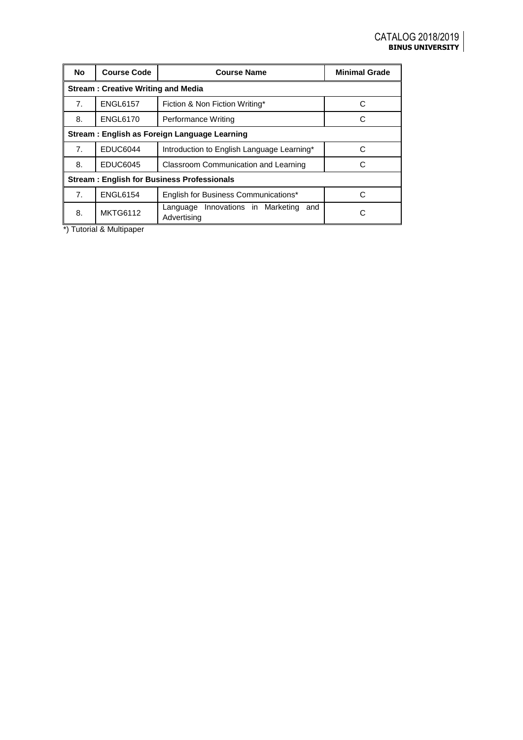| No | Course Code | Course Name | Minimal Grade |
|---|---|---|---|
| **Stream : Creative Writing and Media** | | | |
| 7. | ENGL6157 | Fiction & Non Fiction Writing* | C |
| 8. | ENGL6170 | Performance Writing | C |
| **Stream : English as Foreign Language Learning** | | | |
| 7. | EDUC6044 | Introduction to English Language Learning* | C |
| 8. | EDUC6045 | Classroom Communication and Learning | C |
| **Stream : English for Business Professionals** | | | |
| 7. | ENGL6154 | English for Business Communications* | C |
| 8. | MKTG6112 | Language Innovations in Marketing and Advertising | C |

*) Tutorial & Multipaper